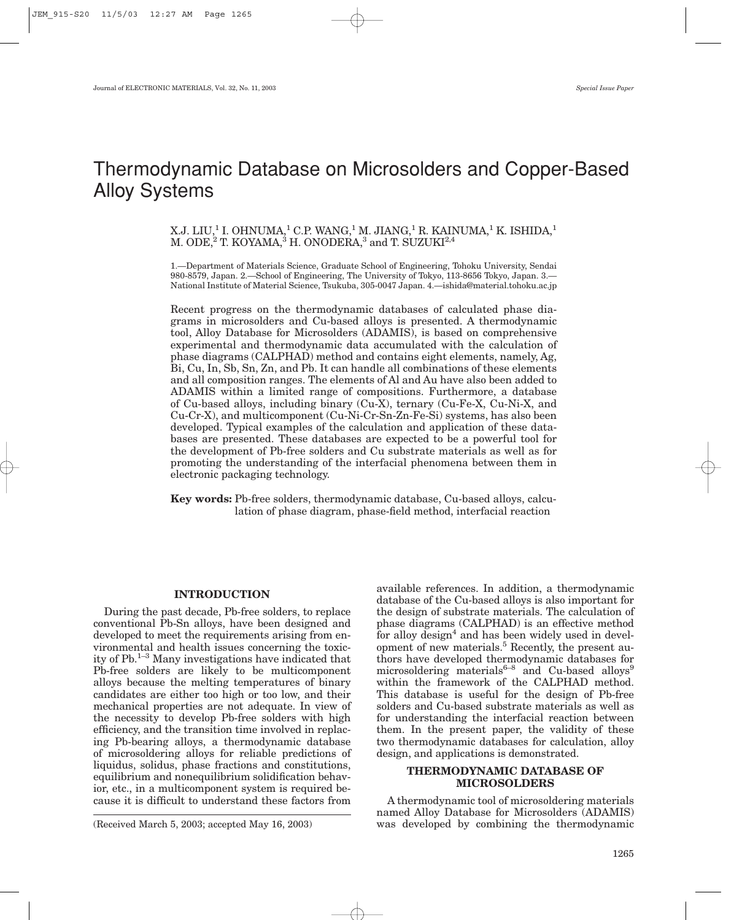*Special Issue Paper*

# Thermodynamic Database on Microsolders and Copper-Based Alloy Systems

X.J. LIU,[1] I. OHNUMA,[1] C.P. WANG,[1] M. JIANG,[1] R. KAINUMA,[1] K. ISHIDA,[1] M. ODE,[2] T. KOYAMA,[3] H. ONODERA,[3] and T. SUZUKI[2,4]

1.—Department of Materials Science, Graduate School of Engineering, Tohoku University, Sendai 980-8579, Japan. 2.—School of Engineering, The University of Tokyo, 113-8656 Tokyo, Japan. 3.—National Institute of Material Science, Tsukuba, 305-0047 Japan. 4.—ishida@material.tohoku.ac.jp

Recent progress on the thermodynamic databases of calculated phase diagrams in microsolders and Cu-based alloys is presented. A thermodynamic tool, Alloy Database for Microsolders (ADAMIS), is based on comprehensive experimental and thermodynamic data accumulated with the calculation of phase diagrams (CALPHAD) method and contains eight elements, namely, Ag, Bi, Cu, In, Sb, Sn, Zn, and Pb. It can handle all combinations of these elements and all composition ranges. The elements of Al and Au have also been added to ADAMIS within a limited range of compositions. Furthermore, a database of Cu-based alloys, including binary (Cu-X), ternary (Cu-Fe-X, Cu-Ni-X, and Cu-Cr-X), and multicomponent (Cu-Ni-Cr-Sn-Zn-Fe-Si) systems, has also been developed. Typical examples of the calculation and application of these databases are presented. These databases are expected to be a powerful tool for the development of Pb-free solders and Cu substrate materials as well as for promoting the understanding of the interfacial phenomena between them in electronic packaging technology.

**Key words:** Pb-free solders, thermodynamic database, Cu-based alloys, calculation of phase diagram, phase-field method, interfacial reaction

## INTRODUCTION

During the past decade, Pb-free solders, to replace conventional Pb-Sn alloys, have been designed and developed to meet the requirements arising from environmental and health issues concerning the toxicity of Pb.[1–3] Many investigations have indicated that Pb-free solders are likely to be multicomponent alloys because the melting temperatures of binary candidates are either too high or too low, and their mechanical properties are not adequate. In view of the necessity to develop Pb-free solders with high efficiency, and the transition time involved in replacing Pb-bearing alloys, a thermodynamic database of microsoldering alloys for reliable predictions of liquidus, solidus, phase fractions and constitutions, equilibrium and nonequilibrium solidification behavior, etc., in a multicomponent system is required because it is difficult to understand these factors from available references. In addition, a thermodynamic database of the Cu-based alloys is also important for the design of substrate materials. The calculation of phase diagrams (CALPHAD) is an effective method for alloy design[4] and has been widely used in development of new materials.[5] Recently, the present authors have developed thermodynamic databases for microsoldering materials[6–8] and Cu-based alloys[9] within the framework of the CALPHAD method. This database is useful for the design of Pb-free solders and Cu-based substrate materials as well as for understanding the interfacial reaction between them. In the present paper, the validity of these two thermodynamic databases for calculation, alloy design, and applications is demonstrated.

(Received March 5, 2003; accepted May 16, 2003)

## THERMODYNAMIC DATABASE OF MICROSOLDERS

A thermodynamic tool of microsoldering materials named Alloy Database for Microsolders (ADAMIS) was developed by combining the thermodynamic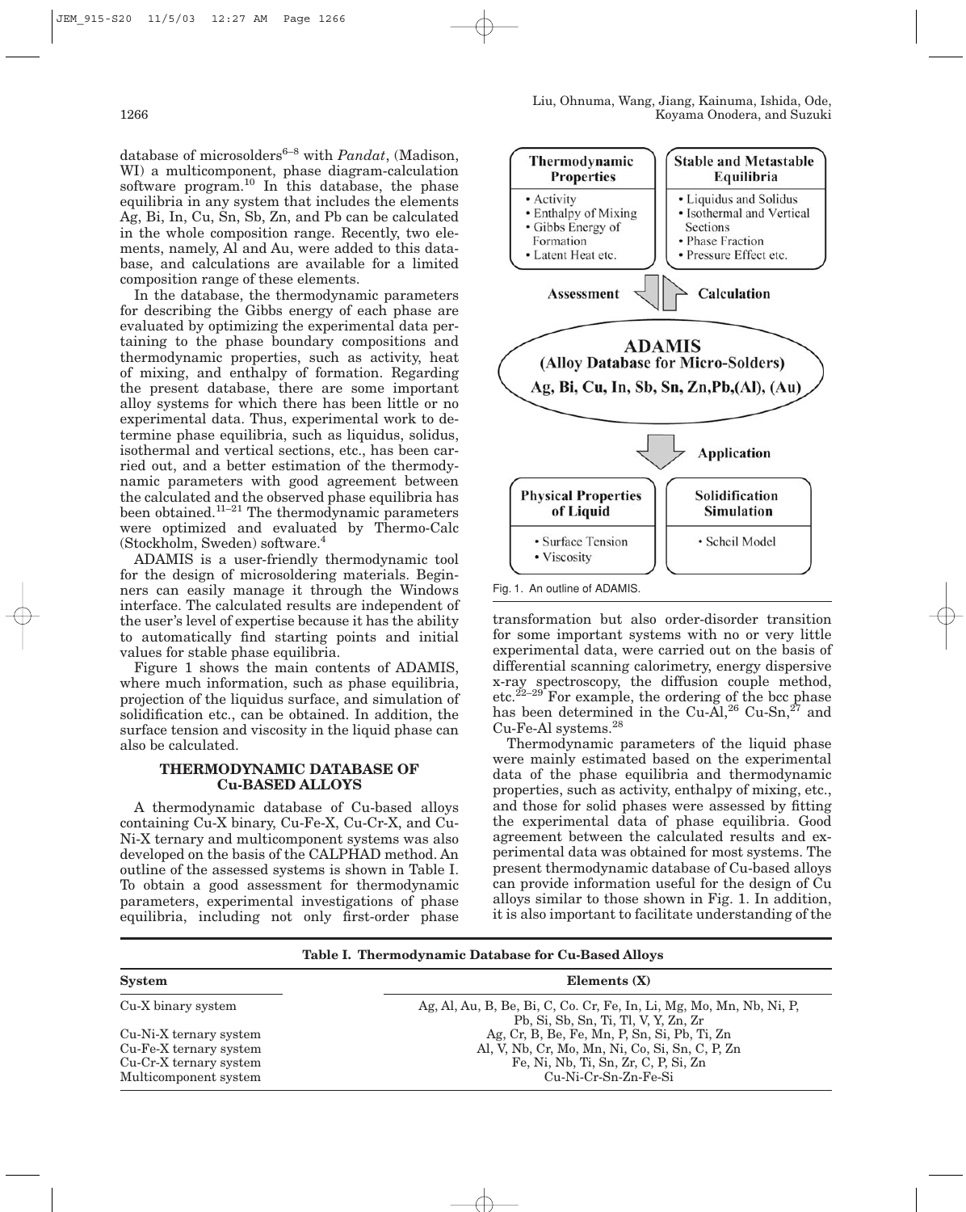database of microsolders[6–8] with *Pandat*, (Madison, WI) a multicomponent, phase diagram-calculation software program.[10] In this database, the phase equilibria in any system that includes the elements Ag, Bi, In, Cu, Sn, Sb, Zn, and Pb can be calculated in the whole composition range. Recently, two elements, namely, Al and Au, were added to this database, and calculations are available for a limited composition range of these elements.

In the database, the thermodynamic parameters for describing the Gibbs energy of each phase are evaluated by optimizing the experimental data pertaining to the phase boundary compositions and thermodynamic properties, such as activity, heat of mixing, and enthalpy of formation. Regarding the present database, there are some important alloy systems for which there has been little or no experimental data. Thus, experimental work to determine phase equilibria, such as liquidus, solidus, isothermal and vertical sections, etc., has been carried out, and a better estimation of the thermodynamic parameters with good agreement between the calculated and the observed phase equilibria has been obtained.[11–21] The thermodynamic parameters were optimized and evaluated by Thermo-Calc (Stockholm, Sweden) software.[4]

ADAMIS is a user-friendly thermodynamic tool for the design of microsoldering materials. Beginners can easily manage it through the Windows interface. The calculated results are independent of the user's level of expertise because it has the ability to automatically find starting points and initial values for stable phase equilibria.

Figure 1 shows the main contents of ADAMIS, where much information, such as phase equilibria, projection of the liquidus surface, and simulation of solidification etc., can be obtained. In addition, the surface tension and viscosity in the liquid phase can also be calculated.

**Thermodynamic Properties**
- Activity
- Enthalpy of Mixing
- Gibbs Energy of Formation
- Latent Heat etc.

**Stable and Metastable Equilibria**
- Liquidus and Solidus
- Isothermal and Vertical Sections
- Phase Fraction
- Pressure Effect etc.

Assessment — Calculation

**ADAMIS**
**(Alloy Database for Micro-Solders)**
**Ag, Bi, Cu, In, Sb, Sn, Zn,Pb,(Al), (Au)**

Application

**Physical Properties of Liquid**
- Surface Tension
- Viscosity

**Solidification Simulation**
- Scheil Model

Fig. 1. An outline of ADAMIS.

## THERMODYNAMIC DATABASE OF Cu-BASED ALLOYS

A thermodynamic database of Cu-based alloys containing Cu-X binary, Cu-Fe-X, Cu-Cr-X, and Cu-Ni-X ternary and multicomponent systems was also developed on the basis of the CALPHAD method. An outline of the assessed systems is shown in Table I. To obtain a good assessment for thermodynamic parameters, experimental investigations of phase equilibria, including not only first-order phase transformation but also order-disorder transition for some important systems with no or very little experimental data, were carried out on the basis of differential scanning calorimetry, energy dispersive x-ray spectroscopy, the diffusion couple method, etc.[22–29] For example, the ordering of the bcc phase has been determined in the Cu-Al,[26] Cu-Sn,[27] and Cu-Fe-Al systems.[28]

Thermodynamic parameters of the liquid phase were mainly estimated based on the experimental data of the phase equilibria and thermodynamic properties, such as activity, enthalpy of mixing, etc., and those for solid phases were assessed by fitting the experimental data of phase equilibria. Good agreement between the calculated results and experimental data was obtained for most systems. The present thermodynamic database of Cu-based alloys can provide information useful for the design of Cu alloys similar to those shown in Fig. 1. In addition, it is also important to facilitate understanding of the

**Table I. Thermodynamic Database for Cu-Based Alloys**

| System | Elements (X) |
|---|---|
| Cu-X binary system | Ag, Al, Au, B, Be, Bi, C, Co. Cr, Fe, In, Li, Mg, Mo, Mn, Nb, Ni, P, Pb, Si, Sb, Sn, Ti, Tl, V, Y, Zn, Zr |
| Cu-Ni-X ternary system | Ag, Cr, B, Be, Fe, Mn, P, Sn, Si, Pb, Ti, Zn |
| Cu-Fe-X ternary system | Al, V, Nb, Cr, Mo, Mn, Ni, Co, Si, Sn, C, P, Zn |
| Cu-Cr-X ternary system | Fe, Ni, Nb, Ti, Sn, Zr, C, P, Si, Zn |
| Multicomponent system | Cu-Ni-Cr-Sn-Zn-Fe-Si |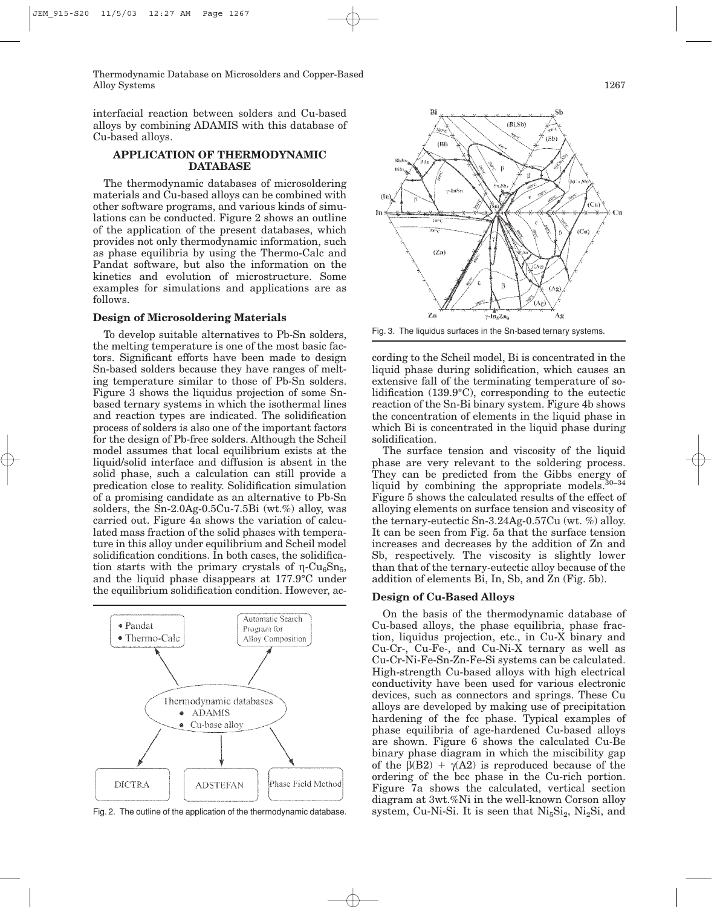interfacial reaction between solders and Cu-based alloys by combining ADAMIS with this database of Cu-based alloys.

## APPLICATION OF THERMODYNAMIC DATABASE

The thermodynamic databases of microsoldering materials and Cu-based alloys can be combined with other software programs, and various kinds of simulations can be conducted. Figure 2 shows an outline of the application of the present databases, which provides not only thermodynamic information, such as phase equilibria by using the Thermo-Calc and Pandat software, but also the information on the kinetics and evolution of microstructure. Some examples for simulations and applications are as follows.

### Design of Microsoldering Materials

To develop suitable alternatives to Pb-Sn solders, the melting temperature is one of the most basic factors. Significant efforts have been made to design Sn-based solders because they have ranges of melting temperature similar to those of Pb-Sn solders. Figure 3 shows the liquidus projection of some Sn-based ternary systems in which the isothermal lines and reaction types are indicated. The solidification process of solders is also one of the important factors for the design of Pb-free solders. Although the Scheil model assumes that local equilibrium exists at the liquid/solid interface and diffusion is absent in the solid phase, such a calculation can still provide a predication close to reality. Solidification simulation of a promising candidate as an alternative to Pb-Sn solders, the Sn-2.0Ag-0.5Cu-7.5Bi (wt.%) alloy, was carried out. Figure 4a shows the variation of calculated mass fraction of the solid phases with temperature in this alloy under equilibrium and Scheil model solidification conditions. In both cases, the solidification starts with the primary crystals of $\eta$-$Cu_6Sn_5$, and the liquid phase disappears at 177.9°C under the equilibrium solidification condition. However, according to the Scheil model, Bi is concentrated in the liquid phase during solidification, which causes an extensive fall of the terminating temperature of solidification (139.9°C), corresponding to the eutectic reaction of the Sn-Bi binary system. Figure 4b shows the concentration of elements in the liquid phase in which Bi is concentrated in the liquid phase during solidification.

Fig. 2. The outline of the application of the thermodynamic database.

Fig. 3. The liquidus surfaces in the Sn-based ternary systems.

The surface tension and viscosity of the liquid phase are very relevant to the soldering process. They can be predicted from the Gibbs energy of liquid by combining the appropriate models.[30–34] Figure 5 shows the calculated results of the effect of alloying elements on surface tension and viscosity of the ternary-eutectic Sn-3.24Ag-0.57Cu (wt. %) alloy. It can be seen from Fig. 5a that the surface tension increases and decreases by the addition of Zn and Sb, respectively. The viscosity is slightly lower than that of the ternary-eutectic alloy because of the addition of elements Bi, In, Sb, and Zn (Fig. 5b).

### Design of Cu-Based Alloys

On the basis of the thermodynamic database of Cu-based alloys, the phase equilibria, phase fraction, liquidus projection, etc., in Cu-X binary and Cu-Cr-, Cu-Fe-, and Cu-Ni-X ternary as well as Cu-Cr-Ni-Fe-Sn-Zn-Fe-Si systems can be calculated. High-strength Cu-based alloys with high electrical conductivity have been used for various electronic devices, such as connectors and springs. These Cu alloys are developed by making use of precipitation hardening of the fcc phase. Typical examples of phase equilibria of age-hardened Cu-based alloys are shown. Figure 6 shows the calculated Cu-Be binary phase diagram in which the miscibility gap of the $\beta$(B2) + $\gamma$(A2) is reproduced because of the ordering of the bcc phase in the Cu-rich portion. Figure 7a shows the calculated, vertical section diagram at 3wt.%Ni in the well-known Corson alloy system, Cu-Ni-Si. It is seen that $Ni_5Si_2$, $Ni_2Si$, and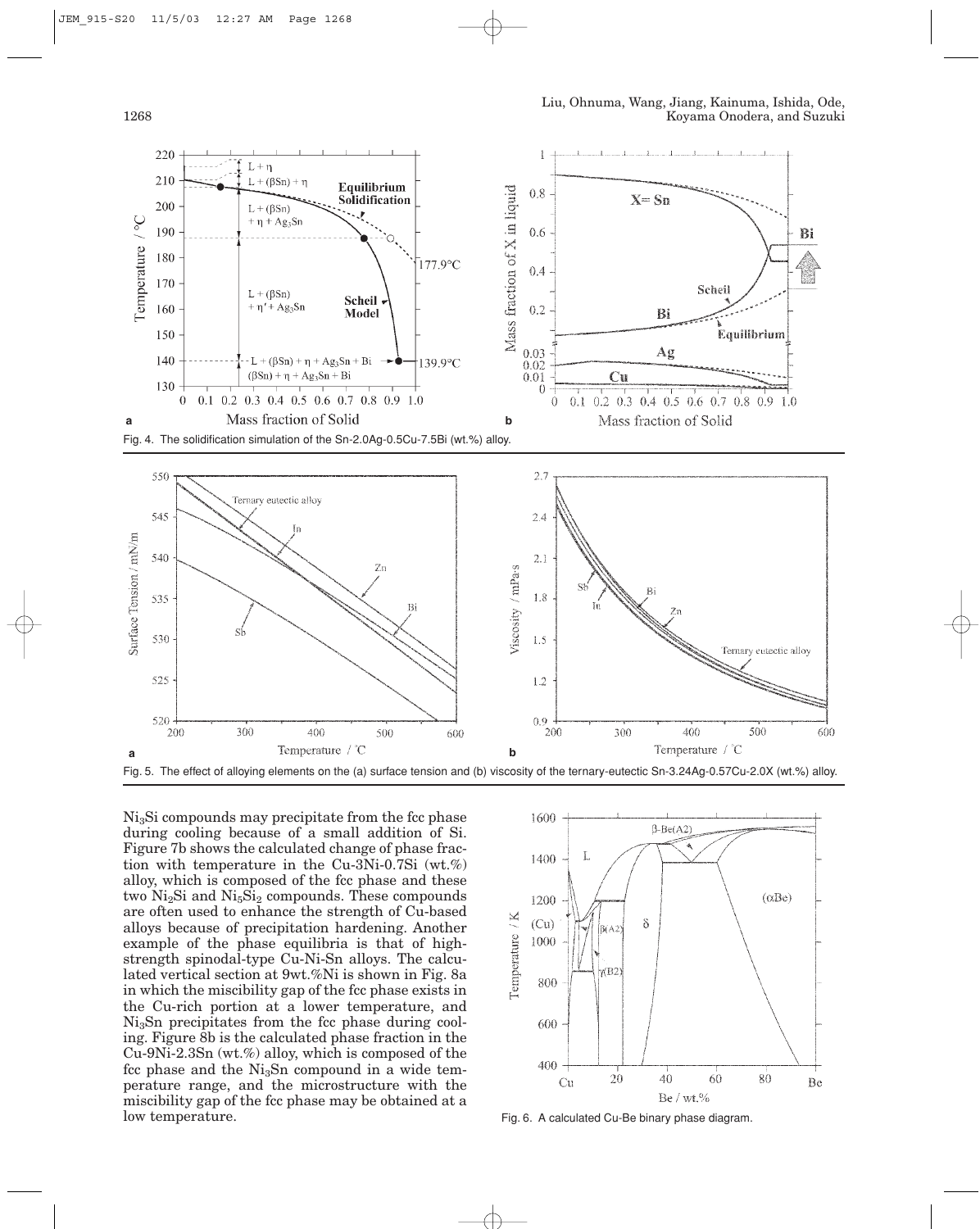Fig. 4. The solidification simulation of the Sn-2.0Ag-0.5Cu-7.5Bi (wt.%) alloy.

Fig. 5. The effect of alloying elements on the (a) surface tension and (b) viscosity of the ternary-eutectic Sn-3.24Ag-0.57Cu-2.0X (wt.%) alloy.

$Ni_3Si$ compounds may precipitate from the fcc phase during cooling because of a small addition of Si. Figure 7b shows the calculated change of phase fraction with temperature in the Cu-3Ni-0.7Si (wt.%) alloy, which is composed of the fcc phase and these two $Ni_2Si$ and $Ni_5Si_2$ compounds. These compounds are often used to enhance the strength of Cu-based alloys because of precipitation hardening. Another example of the phase equilibria is that of high-strength spinodal-type Cu-Ni-Sn alloys. The calculated vertical section at 9wt.%Ni is shown in Fig. 8a in which the miscibility gap of the fcc phase exists in the Cu-rich portion at a lower temperature, and $Ni_3Sn$ precipitates from the fcc phase during cooling. Figure 8b is the calculated phase fraction in the Cu-9Ni-2.3Sn (wt.%) alloy, which is composed of the fcc phase and the $Ni_3Sn$ compound in a wide temperature range, and the microstructure with the miscibility gap of the fcc phase may be obtained at a low temperature.

Fig. 6. A calculated Cu-Be binary phase diagram.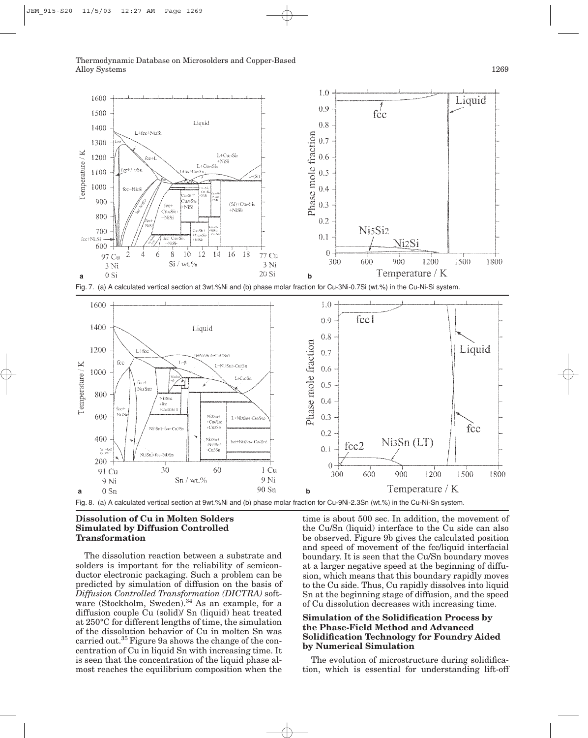Fig. 7. (a) A calculated vertical section at 3wt.%Ni and (b) phase molar fraction for Cu-3Ni-0.7Si (wt.%) in the Cu-Ni-Si system.

Fig. 8. (a) A calculated vertical section at 9wt.%Ni and (b) phase molar fraction for Cu-9Ni-2.3Sn (wt.%) in the Cu-Ni-Sn system.

### Dissolution of Cu in Molten Solders Simulated by Diffusion Controlled Transformation

The dissolution reaction between a substrate and solders is important for the reliability of semiconductor electronic packaging. Such a problem can be predicted by simulation of diffusion on the basis of *Diffusion Controlled Transformation (DICTRA)* software (Stockholm, Sweden).[34] As an example, for a diffusion couple Cu (solid)/ Sn (liquid) heat treated at 250°C for different lengths of time, the simulation of the dissolution behavior of Cu in molten Sn was carried out.[35] Figure 9a shows the change of the concentration of Cu in liquid Sn with increasing time. It is seen that the concentration of the liquid phase almost reaches the equilibrium composition when the time is about 500 sec. In addition, the movement of the Cu/Sn (liquid) interface to the Cu side can also be observed. Figure 9b gives the calculated position and speed of movement of the fcc/liquid interfacial boundary. It is seen that the Cu/Sn boundary moves at a larger negative speed at the beginning of diffusion, which means that this boundary rapidly moves to the Cu side. Thus, Cu rapidly dissolves into liquid Sn at the beginning stage of diffusion, and the speed of Cu dissolution decreases with increasing time.

### Simulation of the Solidification Process by the Phase-Field Method and Advanced Solidification Technology for Foundry Aided by Numerical Simulation

The evolution of microstructure during solidification, which is essential for understanding lift-off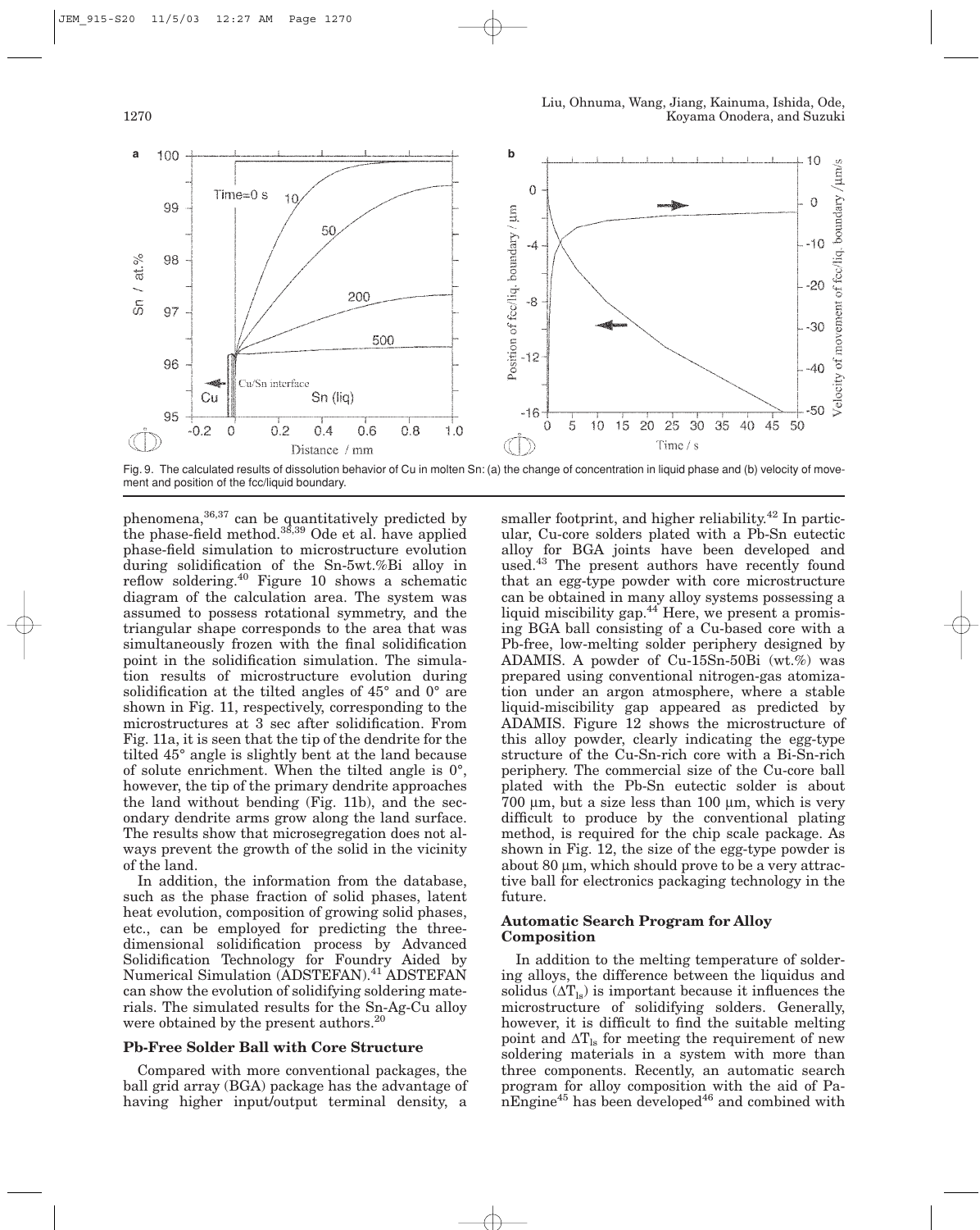Fig. 9. The calculated results of dissolution behavior of Cu in molten Sn: (a) the change of concentration in liquid phase and (b) velocity of movement and position of the fcc/liquid boundary.

phenomena,[36,37] can be quantitatively predicted by the phase-field method.[38,39] Ode et al. have applied phase-field simulation to microstructure evolution during solidification of the Sn-5wt.%Bi alloy in reflow soldering.[40] Figure 10 shows a schematic diagram of the calculation area. The system was assumed to possess rotational symmetry, and the triangular shape corresponds to the area that was simultaneously frozen with the final solidification point in the solidification simulation. The simulation results of microstructure evolution during solidification at the tilted angles of 45° and 0° are shown in Fig. 11, respectively, corresponding to the microstructures at 3 sec after solidification. From Fig. 11a, it is seen that the tip of the dendrite for the tilted 45° angle is slightly bent at the land because of solute enrichment. When the tilted angle is 0°, however, the tip of the primary dendrite approaches the land without bending (Fig. 11b), and the secondary dendrite arms grow along the land surface. The results show that microsegregation does not always prevent the growth of the solid in the vicinity of the land.

In addition, the information from the database, such as the phase fraction of solid phases, latent heat evolution, composition of growing solid phases, etc., can be employed for predicting the three-dimensional solidification process by Advanced Solidification Technology for Foundry Aided by Numerical Simulation (ADSTEFAN).[41] ADSTEFAN can show the evolution of solidifying soldering materials. The simulated results for the Sn-Ag-Cu alloy were obtained by the present authors.[20]

## Pb-Free Solder Ball with Core Structure

Compared with more conventional packages, the ball grid array (BGA) package has the advantage of having higher input/output terminal density, a smaller footprint, and higher reliability.[42] In particular, Cu-core solders plated with a Pb-Sn eutectic alloy for BGA joints have been developed and used.[43] The present authors have recently found that an egg-type powder with core microstructure can be obtained in many alloy systems possessing a liquid miscibility gap.[44] Here, we present a promising BGA ball consisting of a Cu-based core with a Pb-free, low-melting solder periphery designed by ADAMIS. A powder of Cu-15Sn-50Bi (wt.%) was prepared using conventional nitrogen-gas atomization under an argon atmosphere, where a stable liquid-miscibility gap appeared as predicted by ADAMIS. Figure 12 shows the microstructure of this alloy powder, clearly indicating the egg-type structure of the Cu-Sn-rich core with a Bi-Sn-rich periphery. The commercial size of the Cu-core ball plated with the Pb-Sn eutectic solder is about 700 µm, but a size less than 100 µm, which is very difficult to produce by the conventional plating method, is required for the chip scale package. As shown in Fig. 12, the size of the egg-type powder is about 80 µm, which should prove to be a very attractive ball for electronics packaging technology in the future.

## Automatic Search Program for Alloy Composition

In addition to the melting temperature of soldering alloys, the difference between the liquidus and solidus ($\Delta T_{ls}$) is important because it influences the microstructure of solidifying solders. Generally, however, it is difficult to find the suitable melting point and $\Delta T_{ls}$ for meeting the requirement of new soldering materials in a system with more than three components. Recently, an automatic search program for alloy composition with the aid of PanEngine[45] has been developed[46] and combined with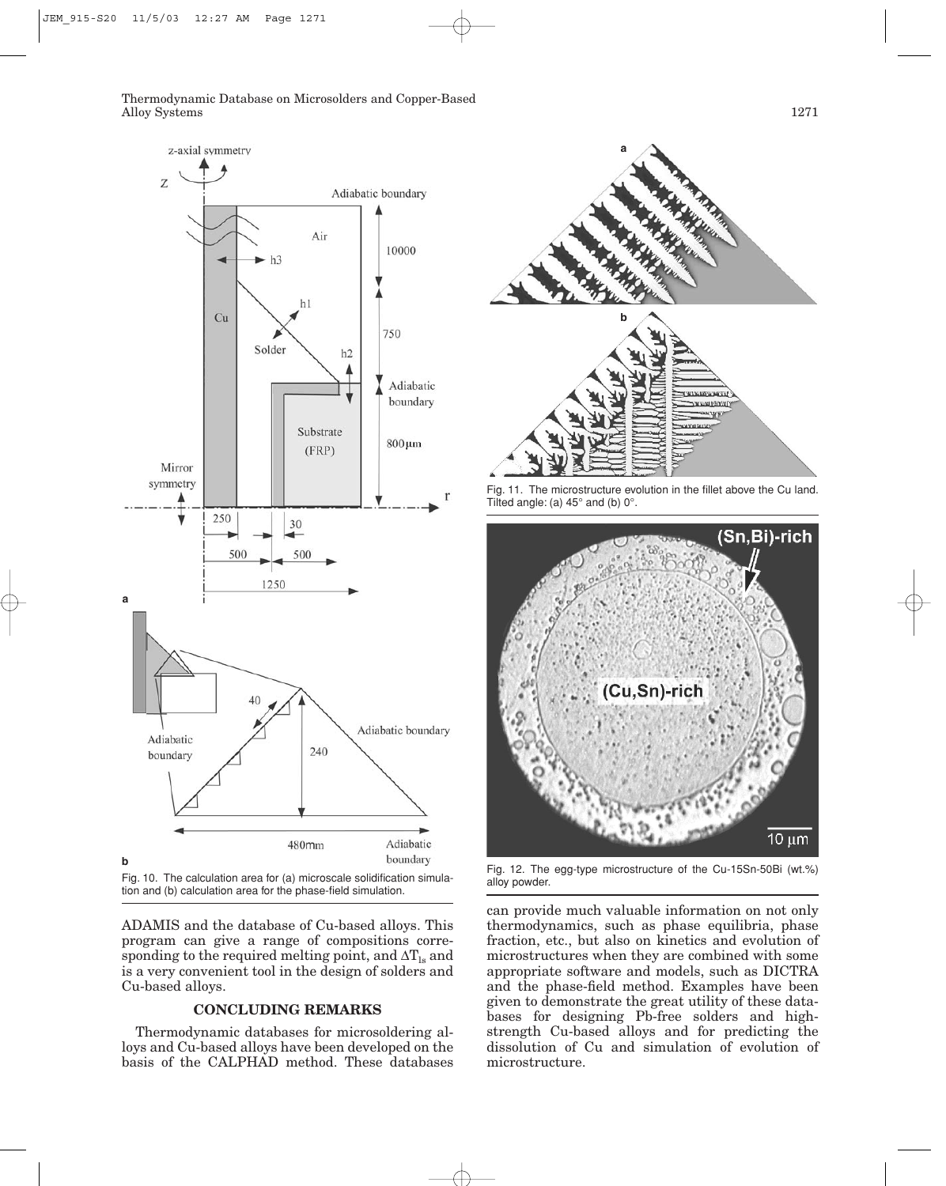Fig. 10. The calculation area for (a) microscale solidification simulation and (b) calculation area for the phase-field simulation.

Fig. 11. The microstructure evolution in the fillet above the Cu land. Tilted angle: (a) 45° and (b) 0°.

Fig. 12. The egg-type microstructure of the Cu-15Sn-50Bi (wt.%) alloy powder.

ADAMIS and the database of Cu-based alloys. This program can give a range of compositions corresponding to the required melting point, and $\Delta T_{ls}$ and is a very convenient tool in the design of solders and Cu-based alloys.

## CONCLUDING REMARKS

Thermodynamic databases for microsoldering alloys and Cu-based alloys have been developed on the basis of the CALPHAD method. These databases can provide much valuable information on not only thermodynamics, such as phase equilibria, phase fraction, etc., but also on kinetics and evolution of microstructures when they are combined with some appropriate software and models, such as DICTRA and the phase-field method. Examples have been given to demonstrate the great utility of these databases for designing Pb-free solders and high-strength Cu-based alloys and for predicting the dissolution of Cu and simulation of evolution of microstructure.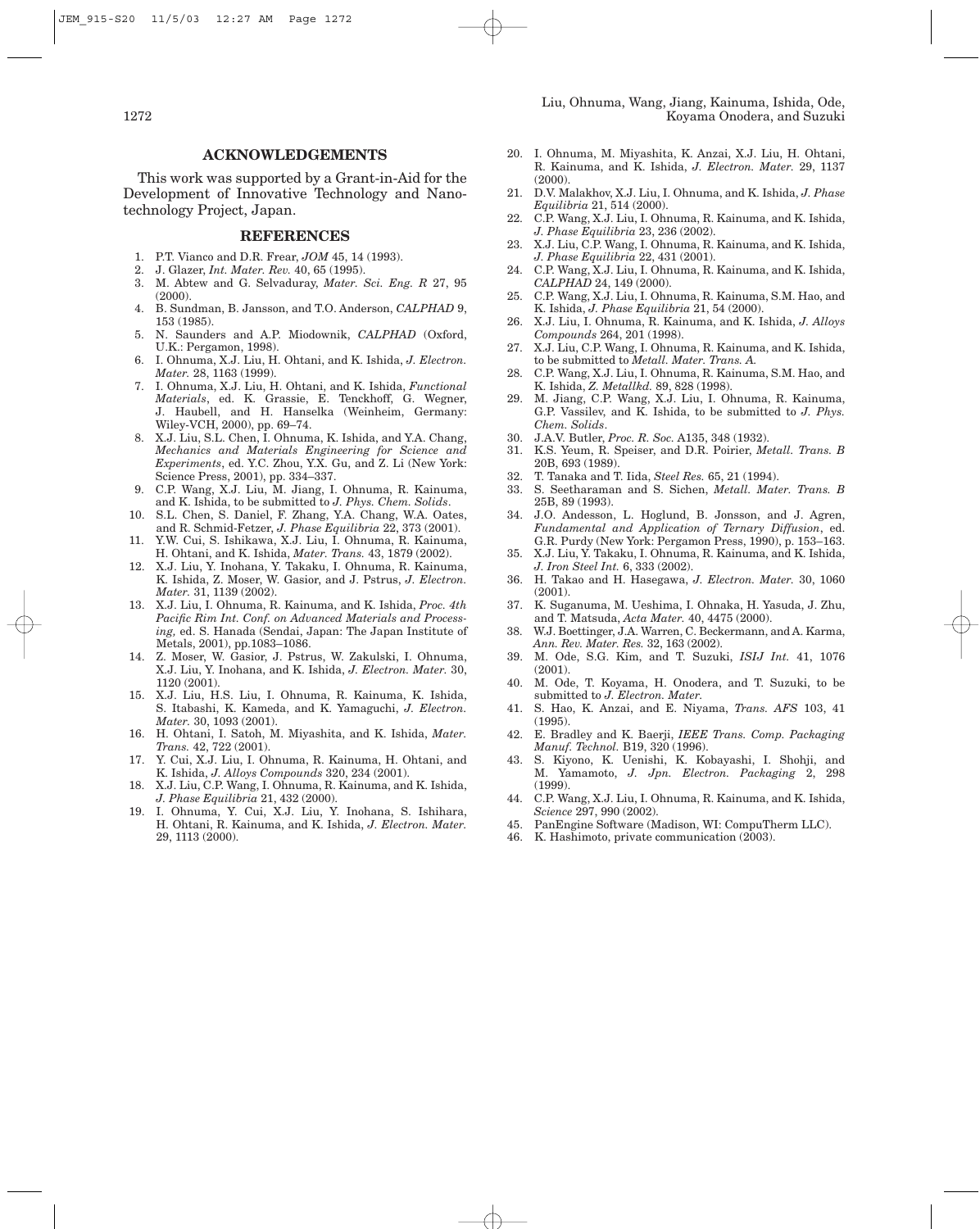## ACKNOWLEDGEMENTS

This work was supported by a Grant-in-Aid for the Development of Innovative Technology and Nanotechnology Project, Japan.

## REFERENCES

1. P.T. Vianco and D.R. Frear, *JOM* 45, 14 (1993).
2. J. Glazer, *Int. Mater. Rev.* 40, 65 (1995).
3. M. Abtew and G. Selvaduray, *Mater. Sci. Eng. R* 27, 95 (2000).
4. B. Sundman, B. Jansson, and T.O. Anderson, *CALPHAD* 9, 153 (1985).
5. N. Saunders and A.P. Miodownik, *CALPHAD* (Oxford, U.K.: Pergamon, 1998).
6. I. Ohnuma, X.J. Liu, H. Ohtani, and K. Ishida, *J. Electron. Mater.* 28, 1163 (1999).
7. I. Ohnuma, X.J. Liu, H. Ohtani, and K. Ishida, *Functional Materials*, ed. K. Grassie, E. Tenckhoff, G. Wegner, J. Haubell, and H. Hanselka (Weinheim, Germany: Wiley-VCH, 2000), pp. 69–74.
8. X.J. Liu, S.L. Chen, I. Ohnuma, K. Ishida, and Y.A. Chang, *Mechanics and Materials Engineering for Science and Experiments*, ed. Y.C. Zhou, Y.X. Gu, and Z. Li (New York: Science Press, 2001), pp. 334–337.
9. C.P. Wang, X.J. Liu, M. Jiang, I. Ohnuma, R. Kainuma, and K. Ishida, to be submitted to *J. Phys. Chem. Solids*.
10. S.L. Chen, S. Daniel, F. Zhang, Y.A. Chang, W.A. Oates, and R. Schmid-Fetzer, *J. Phase Equilibria* 22, 373 (2001).
11. Y.W. Cui, S. Ishikawa, X.J. Liu, I. Ohnuma, R. Kainuma, H. Ohtani, and K. Ishida, *Mater. Trans.* 43, 1879 (2002).
12. X.J. Liu, Y. Inohana, Y. Takaku, I. Ohnuma, R. Kainuma, K. Ishida, Z. Moser, W. Gasior, and J. Pstrus, *J. Electron. Mater.* 31, 1139 (2002).
13. X.J. Liu, I. Ohnuma, R. Kainuma, and K. Ishida, *Proc. 4th Pacific Rim Int. Conf. on Advanced Materials and Processing*, ed. S. Hanada (Sendai, Japan: The Japan Institute of Metals, 2001), pp.1083–1086.
14. Z. Moser, W. Gasior, J. Pstrus, W. Zakulski, I. Ohnuma, X.J. Liu, Y. Inohana, and K. Ishida, *J. Electron. Mater.* 30, 1120 (2001).
15. X.J. Liu, H.S. Liu, I. Ohnuma, R. Kainuma, K. Ishida, S. Itabashi, K. Kameda, and K. Yamaguchi, *J. Electron. Mater.* 30, 1093 (2001).
16. H. Ohtani, I. Satoh, M. Miyashita, and K. Ishida, *Mater. Trans.* 42, 722 (2001).
17. Y. Cui, X.J. Liu, I. Ohnuma, R. Kainuma, H. Ohtani, and K. Ishida, *J. Alloys Compounds* 320, 234 (2001).
18. X.J. Liu, C.P. Wang, I. Ohnuma, R. Kainuma, and K. Ishida, *J. Phase Equilibria* 21, 432 (2000).
19. I. Ohnuma, Y. Cui, X.J. Liu, Y. Inohana, S. Ishihara, H. Ohtani, R. Kainuma, and K. Ishida, *J. Electron. Mater.* 29, 1113 (2000).
20. I. Ohnuma, M. Miyashita, K. Anzai, X.J. Liu, H. Ohtani, R. Kainuma, and K. Ishida, *J. Electron. Mater.* 29, 1137 (2000).
21. D.V. Malakhov, X.J. Liu, I. Ohnuma, and K. Ishida, *J. Phase Equilibria* 21, 514 (2000).
22. C.P. Wang, X.J. Liu, I. Ohnuma, R. Kainuma, and K. Ishida, *J. Phase Equilibria* 23, 236 (2002).
23. X.J. Liu, C.P. Wang, I. Ohnuma, R. Kainuma, and K. Ishida, *J. Phase Equilibria* 22, 431 (2001).
24. C.P. Wang, X.J. Liu, I. Ohnuma, R. Kainuma, and K. Ishida, *CALPHAD* 24, 149 (2000).
25. C.P. Wang, X.J. Liu, I. Ohnuma, R. Kainuma, S.M. Hao, and K. Ishida, *J. Phase Equilibria* 21, 54 (2000).
26. X.J. Liu, I. Ohnuma, R. Kainuma, and K. Ishida, *J. Alloys Compounds* 264, 201 (1998).
27. X.J. Liu, C.P. Wang, I. Ohnuma, R. Kainuma, and K. Ishida, to be submitted to *Metall. Mater. Trans. A.*
28. C.P. Wang, X.J. Liu, I. Ohnuma, R. Kainuma, S.M. Hao, and K. Ishida, *Z. Metallkd.* 89, 828 (1998).
29. M. Jiang, C.P. Wang, X.J. Liu, I. Ohnuma, R. Kainuma, G.P. Vassilev, and K. Ishida, to be submitted to *J. Phys. Chem. Solids*.
30. J.A.V. Butler, *Proc. R. Soc.* A135, 348 (1932).
31. K.S. Yeum, R. Speiser, and D.R. Poirier, *Metall. Trans. B* 20B, 693 (1989).
32. T. Tanaka and T. Iida, *Steel Res.* 65, 21 (1994).
33. S. Seetharaman and S. Sichen, *Metall. Mater. Trans. B* 25B, 89 (1993).
34. J.O. Andesson, L. Hoglund, B. Jonsson, and J. Agren, *Fundamental and Application of Ternary Diffusion*, ed. G.R. Purdy (New York: Pergamon Press, 1990), p. 153–163.
35. X.J. Liu, Y. Takaku, I. Ohnuma, R. Kainuma, and K. Ishida, *J. Iron Steel Int.* 6, 333 (2002).
36. H. Takao and H. Hasegawa, *J. Electron. Mater.* 30, 1060 (2001).
37. K. Suganuma, M. Ueshima, I. Ohnaka, H. Yasuda, J. Zhu, and T. Matsuda, *Acta Mater.* 40, 4475 (2000).
38. W.J. Boettinger, J.A. Warren, C. Beckermann, and A. Karma, *Ann. Rev. Mater. Res.* 32, 163 (2002).
39. M. Ode, S.G. Kim, and T. Suzuki, *ISIJ Int.* 41, 1076 (2001).
40. M. Ode, T. Koyama, H. Onodera, and T. Suzuki, to be submitted to *J. Electron. Mater.*
41. S. Hao, K. Anzai, and E. Niyama, *Trans. AFS* 103, 41 (1995).
42. E. Bradley and K. Baerji, *IEEE Trans. Comp. Packaging Manuf. Technol.* B19, 320 (1996).
43. S. Kiyono, K. Uenishi, K. Kobayashi, I. Shohji, and M. Yamamoto, *J. Jpn. Electron. Packaging* 2, 298 (1999).
44. C.P. Wang, X.J. Liu, I. Ohnuma, R. Kainuma, and K. Ishida, *Science* 297, 990 (2002).
45. PanEngine Software (Madison, WI: CompuTherm LLC).
46. K. Hashimoto, private communication (2003).